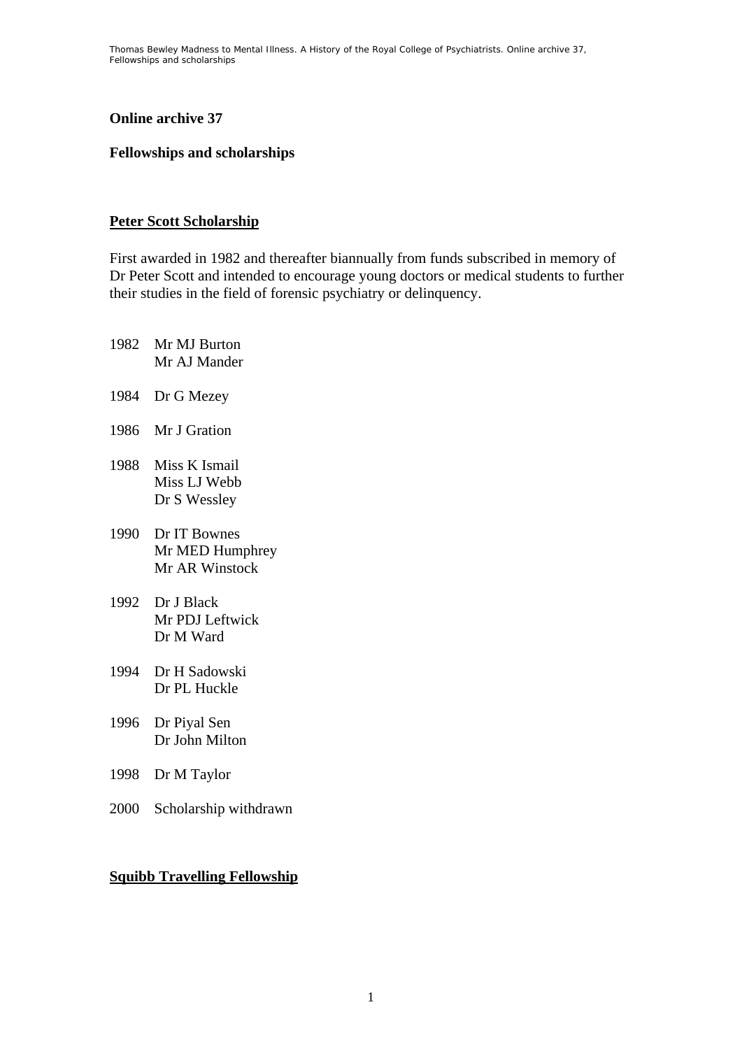**Online archive 37**

**Fellowships and scholarships**

**Peter Scott Scholarship**

First awarded in 1982 and thereafter biannually from funds subscribed in memory of Dr Peter Scott and intended to encourage young doctors or medical students to further their studies in the field of forensic psychiatry or delinquency.

1982 Mr MJ Burton
Mr AJ Mander

1984 Dr G Mezey

1986 Mr J Gration

1988 Miss K Ismail
Miss LJ Webb
Dr S Wessley

1990 Dr IT Bownes
Mr MED Humphrey
Mr AR Winstock

1992 Dr J Black
Mr PDJ Leftwick
Dr M Ward

1994 Dr H Sadowski
Dr PL Huckle

1996 Dr Piyal Sen
Dr John Milton

1998 Dr M Taylor

2000 Scholarship withdrawn

**Squibb Travelling Fellowship**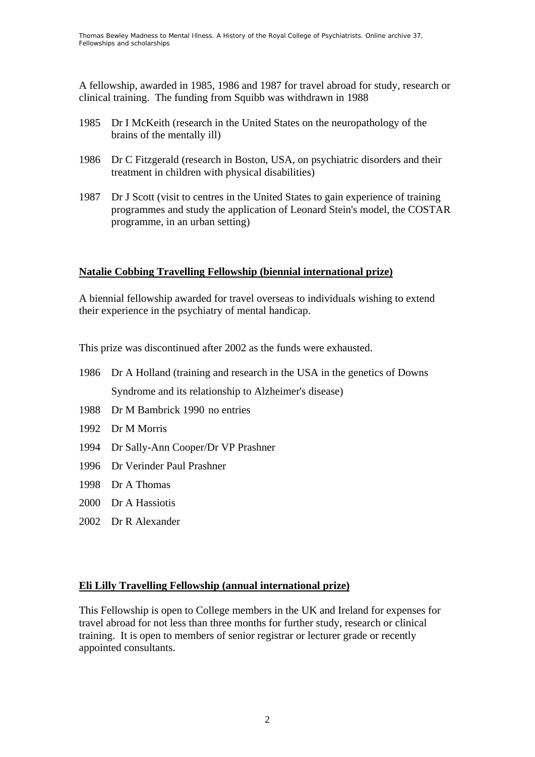A fellowship, awarded in 1985, 1986 and 1987 for travel abroad for study, research or clinical training. The funding from Squibb was withdrawn in 1988

1985 Dr I McKeith (research in the United States on the neuropathology of the brains of the mentally ill)

1986 Dr C Fitzgerald (research in Boston, USA, on psychiatric disorders and their treatment in children with physical disabilities)

1987 Dr J Scott (visit to centres in the United States to gain experience of training programmes and study the application of Leonard Stein's model, the COSTAR programme, in an urban setting)

## Natalie Cobbing Travelling Fellowship (biennial international prize)

A biennial fellowship awarded for travel overseas to individuals wishing to extend their experience in the psychiatry of mental handicap.

This prize was discontinued after 2002 as the funds were exhausted.

1986 Dr A Holland (training and research in the USA in the genetics of Downs Syndrome and its relationship to Alzheimer's disease)

1988 Dr M Bambrick 1990 no entries

1992 Dr M Morris

1994 Dr Sally-Ann Cooper/Dr VP Prashner

1996 Dr Verinder Paul Prashner

1998 Dr A Thomas

2000 Dr A Hassiotis

2002 Dr R Alexander

## Eli Lilly Travelling Fellowship (annual international prize)

This Fellowship is open to College members in the UK and Ireland for expenses for travel abroad for not less than three months for further study, research or clinical training. It is open to members of senior registrar or lecturer grade or recently appointed consultants.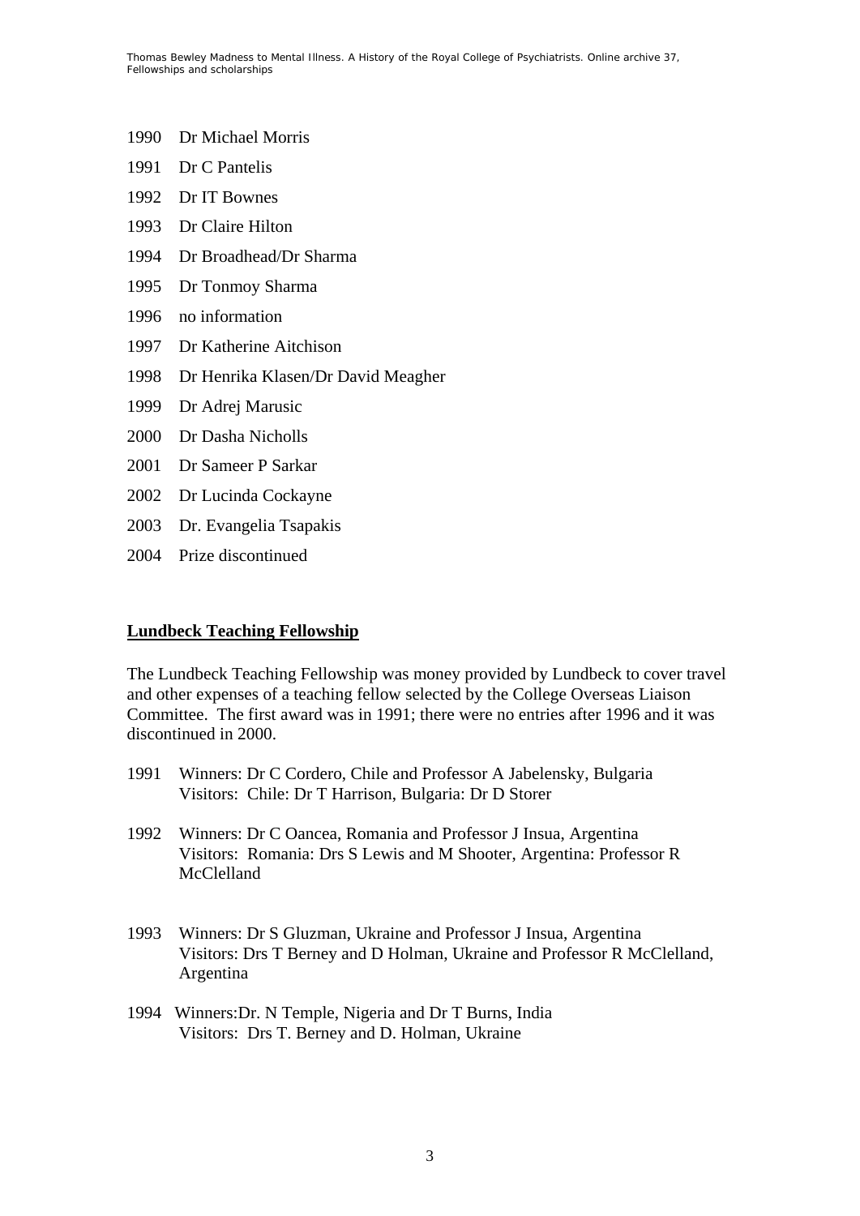1990 Dr Michael Morris

1991 Dr C Pantelis

1992 Dr IT Bownes

1993 Dr Claire Hilton

1994 Dr Broadhead/Dr Sharma

1995 Dr Tonmoy Sharma

1996 no information

1997 Dr Katherine Aitchison

1998 Dr Henrika Klasen/Dr David Meagher

1999 Dr Adrej Marusic

2000 Dr Dasha Nicholls

2001 Dr Sameer P Sarkar

2002 Dr Lucinda Cockayne

2003 Dr. Evangelia Tsapakis

2004 Prize discontinued

## Lundbeck Teaching Fellowship

The Lundbeck Teaching Fellowship was money provided by Lundbeck to cover travel and other expenses of a teaching fellow selected by the College Overseas Liaison Committee. The first award was in 1991; there were no entries after 1996 and it was discontinued in 2000.

1991 Winners: Dr C Cordero, Chile and Professor A Jabelensky, Bulgaria
Visitors: Chile: Dr T Harrison, Bulgaria: Dr D Storer

1992 Winners: Dr C Oancea, Romania and Professor J Insua, Argentina
Visitors: Romania: Drs S Lewis and M Shooter, Argentina: Professor R McClelland

1993 Winners: Dr S Gluzman, Ukraine and Professor J Insua, Argentina
Visitors: Drs T Berney and D Holman, Ukraine and Professor R McClelland, Argentina

1994 Winners:Dr. N Temple, Nigeria and Dr T Burns, India
Visitors: Drs T. Berney and D. Holman, Ukraine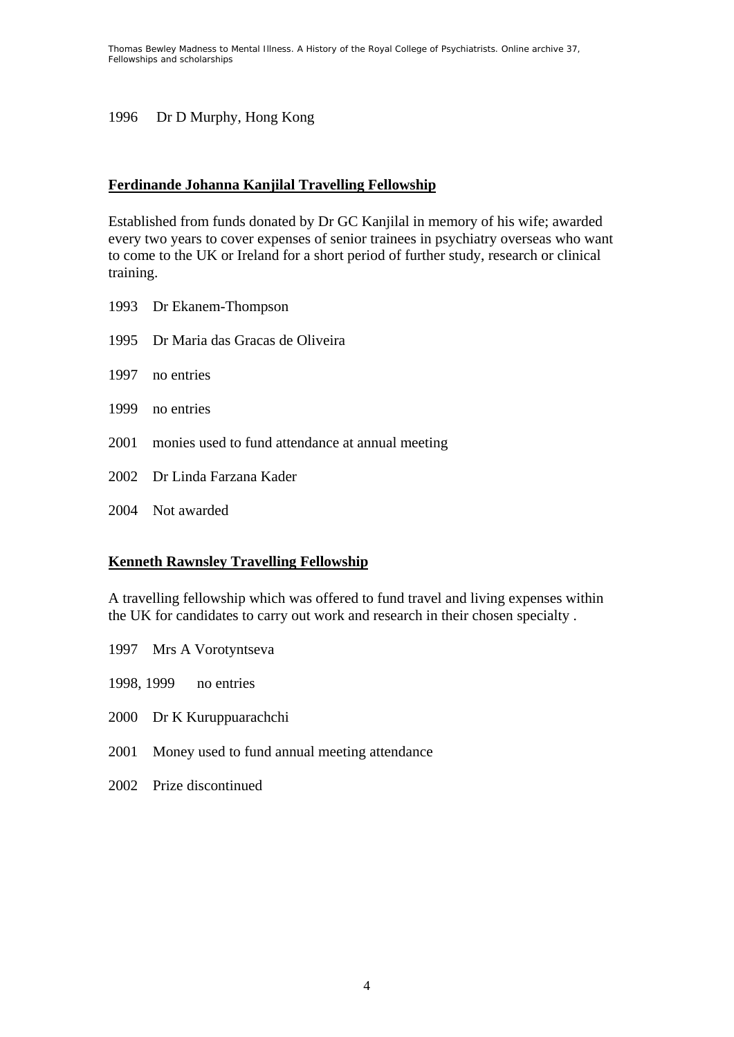1996 Dr D Murphy, Hong Kong

## Ferdinande Johanna Kanjilal Travelling Fellowship

Established from funds donated by Dr GC Kanjilal in memory of his wife; awarded every two years to cover expenses of senior trainees in psychiatry overseas who want to come to the UK or Ireland for a short period of further study, research or clinical training.

1993 Dr Ekanem-Thompson

1995 Dr Maria das Gracas de Oliveira

1997 no entries

1999 no entries

2001 monies used to fund attendance at annual meeting

2002 Dr Linda Farzana Kader

2004 Not awarded

## Kenneth Rawnsley Travelling Fellowship

A travelling fellowship which was offered to fund travel and living expenses within the UK for candidates to carry out work and research in their chosen specialty .

1997 Mrs A Vorotyntseva

1998, 1999 no entries

2000 Dr K Kuruppuarachchi

2001 Money used to fund annual meeting attendance

2002 Prize discontinued